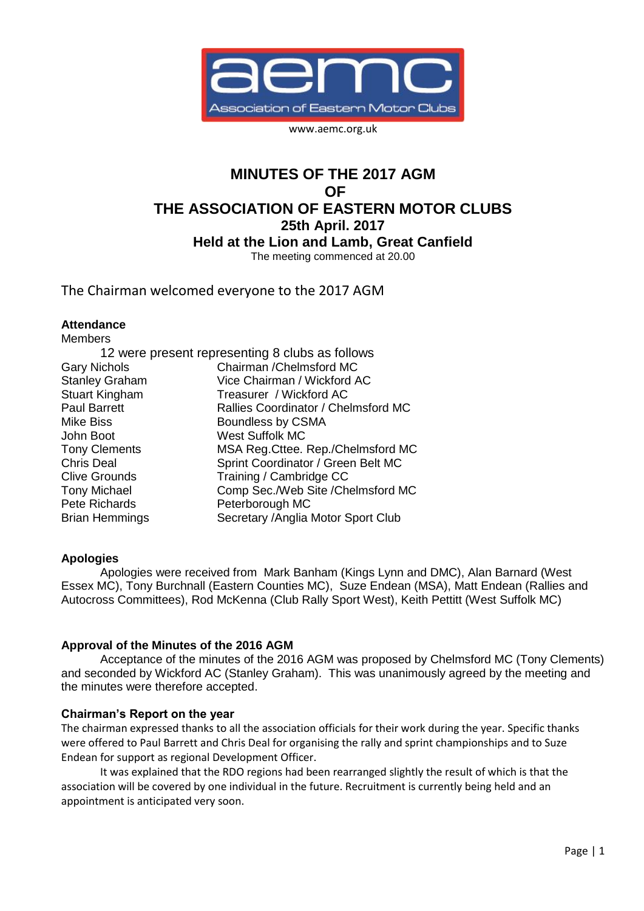aemc

Association of Eastern Motor Clubs

www.aemc.org.uk

# MINUTES OF THE 2017 AGM
# OF
# THE ASSOCIATION OF EASTERN MOTOR CLUBS
## 25th April. 2017
## Held at the Lion and Lamb, Great Canfield

The meeting commenced at 20.00

The Chairman welcomed everyone to the 2017 AGM

**Attendance**

Members

12 were present representing 8 clubs as follows

| | |
|---|---|
| Gary Nichols | Chairman /Chelmsford MC |
| Stanley Graham | Vice Chairman / Wickford AC |
| Stuart Kingham | Treasurer / Wickford AC |
| Paul Barrett | Rallies Coordinator / Chelmsford MC |
| Mike Biss | Boundless by CSMA |
| John Boot | West Suffolk MC |
| Tony Clements | MSA Reg.Cttee. Rep./Chelmsford MC |
| Chris Deal | Sprint Coordinator / Green Belt MC |
| Clive Grounds | Training / Cambridge CC |
| Tony Michael | Comp Sec./Web Site /Chelmsford MC |
| Pete Richards | Peterborough MC |
| Brian Hemmings | Secretary /Anglia Motor Sport Club |

**Apologies**

Apologies were received from Mark Banham (Kings Lynn and DMC), Alan Barnard (West Essex MC), Tony Burchnall (Eastern Counties MC), Suze Endean (MSA), Matt Endean (Rallies and Autocross Committees), Rod McKenna (Club Rally Sport West), Keith Pettitt (West Suffolk MC)

**Approval of the Minutes of the 2016 AGM**

Acceptance of the minutes of the 2016 AGM was proposed by Chelmsford MC (Tony Clements) and seconded by Wickford AC (Stanley Graham). This was unanimously agreed by the meeting and the minutes were therefore accepted.

**Chairman's Report on the year**

The chairman expressed thanks to all the association officials for their work during the year. Specific thanks were offered to Paul Barrett and Chris Deal for organising the rally and sprint championships and to Suze Endean for support as regional Development Officer.

It was explained that the RDO regions had been rearranged slightly the result of which is that the association will be covered by one individual in the future. Recruitment is currently being held and an appointment is anticipated very soon.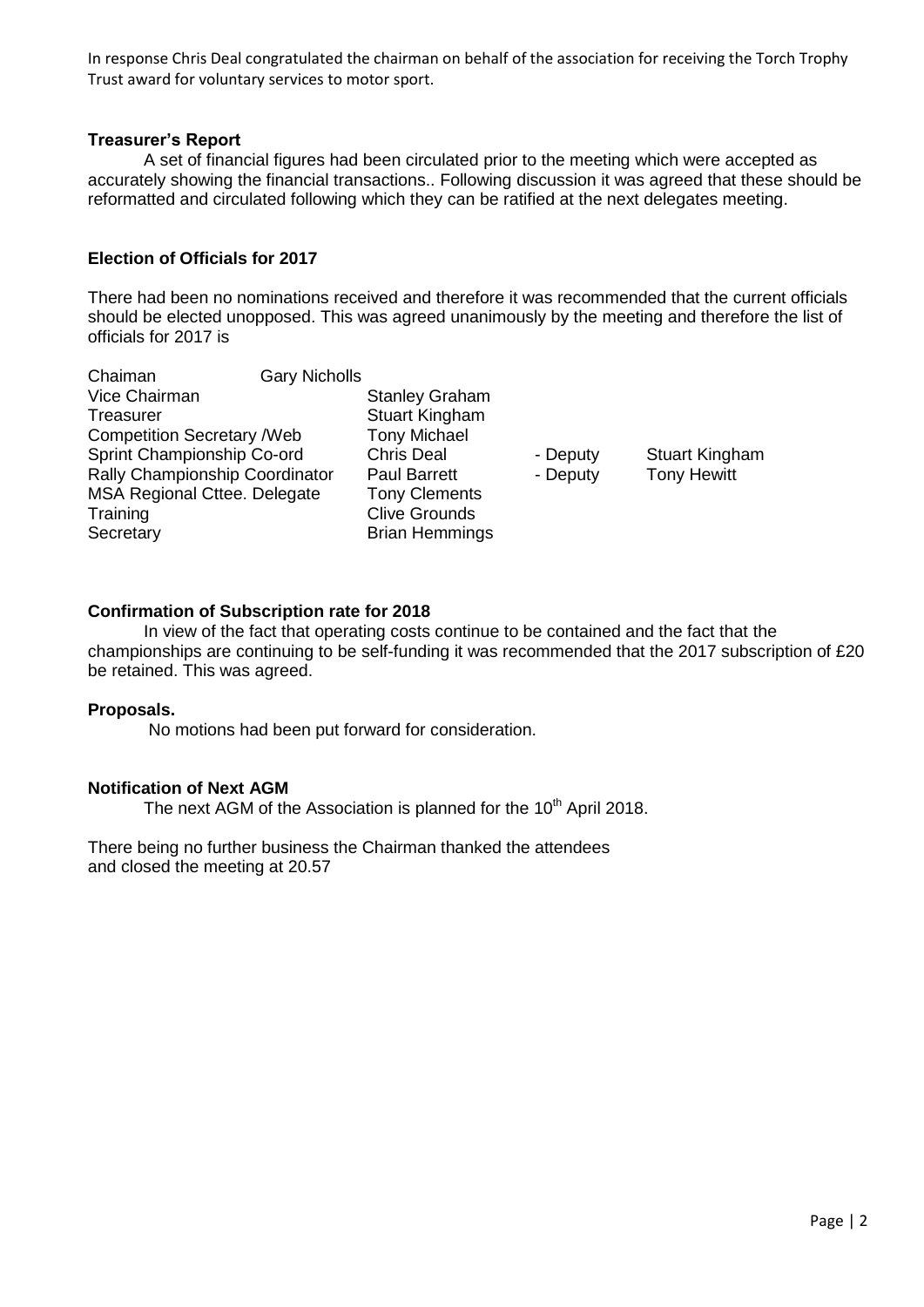In response Chris Deal congratulated the chairman on behalf of the association for receiving the Torch Trophy Trust award for voluntary services to motor sport.

**Treasurer's Report**

A set of financial figures had been circulated prior to the meeting which were accepted as accurately showing the financial transactions.. Following discussion it was agreed that these should be reformatted and circulated following which they can be ratified at the next delegates meeting.

**Election of Officials for 2017**

There had been no nominations received and therefore it was recommended that the current officials should be elected unopposed. This was agreed unanimously by the meeting and therefore the list of officials for 2017 is

| | | | |
|---|---|---|---|
| Chaiman | Gary Nicholls | | |
| Vice Chairman | Stanley Graham | | |
| Treasurer | Stuart Kingham | | |
| Competition Secretary /Web | Tony Michael | | |
| Sprint Championship Co-ord | Chris Deal | - Deputy | Stuart Kingham |
| Rally Championship Coordinator | Paul Barrett | - Deputy | Tony Hewitt |
| MSA Regional Cttee. Delegate | Tony Clements | | |
| Training | Clive Grounds | | |
| Secretary | Brian Hemmings | | |

**Confirmation of Subscription rate for 2018**

In view of the fact that operating costs continue to be contained and the fact that the championships are continuing to be self-funding it was recommended that the 2017 subscription of £20 be retained. This was agreed.

**Proposals.**

No motions had been put forward for consideration.

**Notification of Next AGM**

The next AGM of the Association is planned for the 10th April 2018.

There being no further business the Chairman thanked the attendees and closed the meeting at 20.57